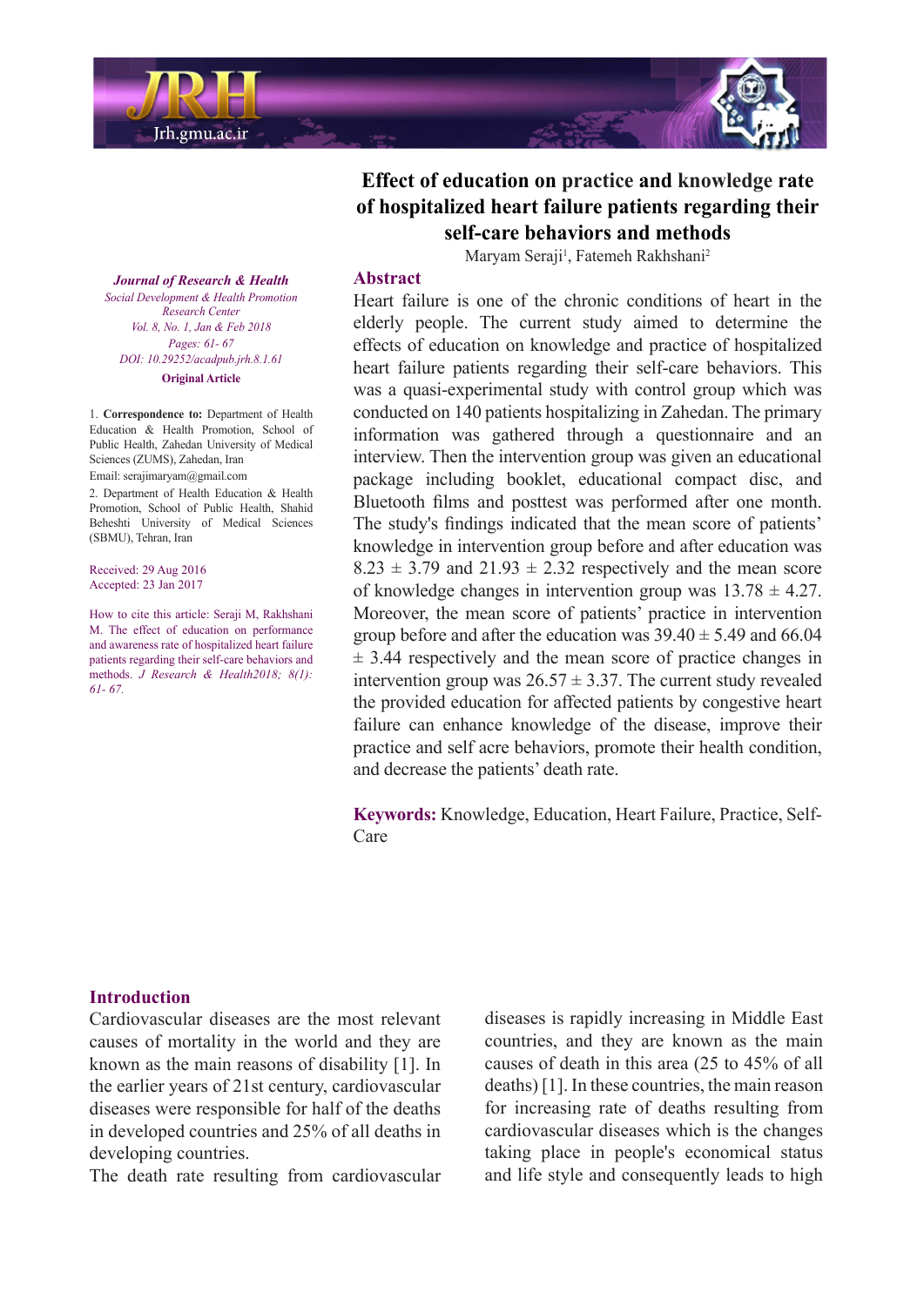# Effect of education on practice and knowledge rate of hospitalized heart failure patients regarding their self-care behaviors and methods

Maryam Seraji[1], Fatemeh Rakhshani[2]

*Journal of Research & Health*
*Social Development & Health Promotion Research Center*
*Vol. 8, No. 1, Jan & Feb 2018*
*Pages: 61- 67*
*DOI: 10.29252/acadpub.jrh.8.1.61*
**Original Article**

1. **Correspondence to:** Department of Health Education & Health Promotion, School of Public Health, Zahedan University of Medical Sciences (ZUMS), Zahedan, Iran
Email: serajimaryam@gmail.com
2. Department of Health Education & Health Promotion, School of Public Health, Shahid Beheshti University of Medical Sciences (SBMU), Tehran, Iran

Received: 29 Aug 2016
Accepted: 23 Jan 2017

How to cite this article: Seraji M, Rakhshani M. The effect of education on performance and awareness rate of hospitalized heart failure patients regarding their self-care behaviors and methods. *J Research & Health2018; 8(1): 61- 67.*

## Abstract

Heart failure is one of the chronic conditions of heart in the elderly people. The current study aimed to determine the effects of education on knowledge and practice of hospitalized heart failure patients regarding their self-care behaviors. This was a quasi-experimental study with control group which was conducted on 140 patients hospitalizing in Zahedan. The primary information was gathered through a questionnaire and an interview. Then the intervention group was given an educational package including booklet, educational compact disc, and Bluetooth films and posttest was performed after one month. The study's findings indicated that the mean score of patients' knowledge in intervention group before and after education was 8.23 ± 3.79 and 21.93 ± 2.32 respectively and the mean score of knowledge changes in intervention group was 13.78 ± 4.27. Moreover, the mean score of patients' practice in intervention group before and after the education was 39.40 ± 5.49 and 66.04 ± 3.44 respectively and the mean score of practice changes in intervention group was 26.57 ± 3.37. The current study revealed the provided education for affected patients by congestive heart failure can enhance knowledge of the disease, improve their practice and self acre behaviors, promote their health condition, and decrease the patients' death rate.

**Keywords:** Knowledge, Education, Heart Failure, Practice, Self-Care

## Introduction

Cardiovascular diseases are the most relevant causes of mortality in the world and they are known as the main reasons of disability [1]. In the earlier years of 21st century, cardiovascular diseases were responsible for half of the deaths in developed countries and 25% of all deaths in developing countries.

The death rate resulting from cardiovascular diseases is rapidly increasing in Middle East countries, and they are known as the main causes of death in this area (25 to 45% of all deaths) [1]. In these countries, the main reason for increasing rate of deaths resulting from cardiovascular diseases which is the changes taking place in people's economical status and life style and consequently leads to high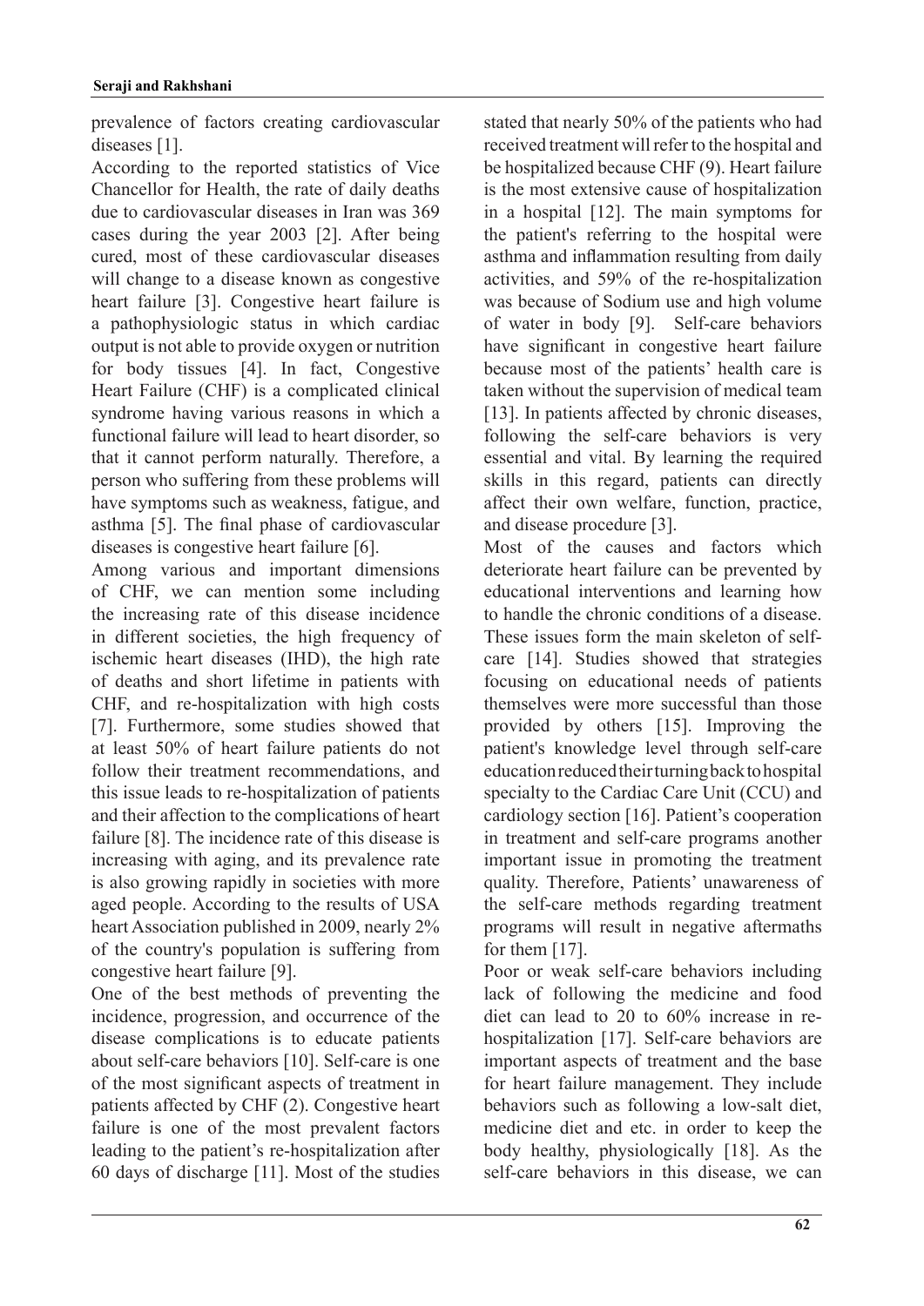prevalence of factors creating cardiovascular diseases [1].

According to the reported statistics of Vice Chancellor for Health, the rate of daily deaths due to cardiovascular diseases in Iran was 369 cases during the year 2003 [2]. After being cured, most of these cardiovascular diseases will change to a disease known as congestive heart failure [3]. Congestive heart failure is a pathophysiologic status in which cardiac output is not able to provide oxygen or nutrition for body tissues [4]. In fact, Congestive Heart Failure (CHF) is a complicated clinical syndrome having various reasons in which a functional failure will lead to heart disorder, so that it cannot perform naturally. Therefore, a person who suffering from these problems will have symptoms such as weakness, fatigue, and asthma [5]. The final phase of cardiovascular diseases is congestive heart failure [6].

Among various and important dimensions of CHF, we can mention some including the increasing rate of this disease incidence in different societies, the high frequency of ischemic heart diseases (IHD), the high rate of deaths and short lifetime in patients with CHF, and re-hospitalization with high costs [7]. Furthermore, some studies showed that at least 50% of heart failure patients do not follow their treatment recommendations, and this issue leads to re-hospitalization of patients and their affection to the complications of heart failure [8]. The incidence rate of this disease is increasing with aging, and its prevalence rate is also growing rapidly in societies with more aged people. According to the results of USA heart Association published in 2009, nearly 2% of the country's population is suffering from congestive heart failure [9].

One of the best methods of preventing the incidence, progression, and occurrence of the disease complications is to educate patients about self-care behaviors [10]. Self-care is one of the most significant aspects of treatment in patients affected by CHF (2). Congestive heart failure is one of the most prevalent factors leading to the patient's re-hospitalization after 60 days of discharge [11]. Most of the studies stated that nearly 50% of the patients who had received treatment will refer to the hospital and be hospitalized because CHF (9). Heart failure is the most extensive cause of hospitalization in a hospital [12]. The main symptoms for the patient's referring to the hospital were asthma and inflammation resulting from daily activities, and 59% of the re-hospitalization was because of Sodium use and high volume of water in body [9]. Self-care behaviors have significant in congestive heart failure because most of the patients' health care is taken without the supervision of medical team [13]. In patients affected by chronic diseases, following the self-care behaviors is very essential and vital. By learning the required skills in this regard, patients can directly affect their own welfare, function, practice, and disease procedure [3].

Most of the causes and factors which deteriorate heart failure can be prevented by educational interventions and learning how to handle the chronic conditions of a disease. These issues form the main skeleton of self-care [14]. Studies showed that strategies focusing on educational needs of patients themselves were more successful than those provided by others [15]. Improving the patient's knowledge level through self-care education reduced their turning back to hospital specialty to the Cardiac Care Unit (CCU) and cardiology section [16]. Patient's cooperation in treatment and self-care programs another important issue in promoting the treatment quality. Therefore, Patients' unawareness of the self-care methods regarding treatment programs will result in negative aftermaths for them [17].

Poor or weak self-care behaviors including lack of following the medicine and food diet can lead to 20 to 60% increase in re-hospitalization [17]. Self-care behaviors are important aspects of treatment and the base for heart failure management. They include behaviors such as following a low-salt diet, medicine diet and etc. in order to keep the body healthy, physiologically [18]. As the self-care behaviors in this disease, we can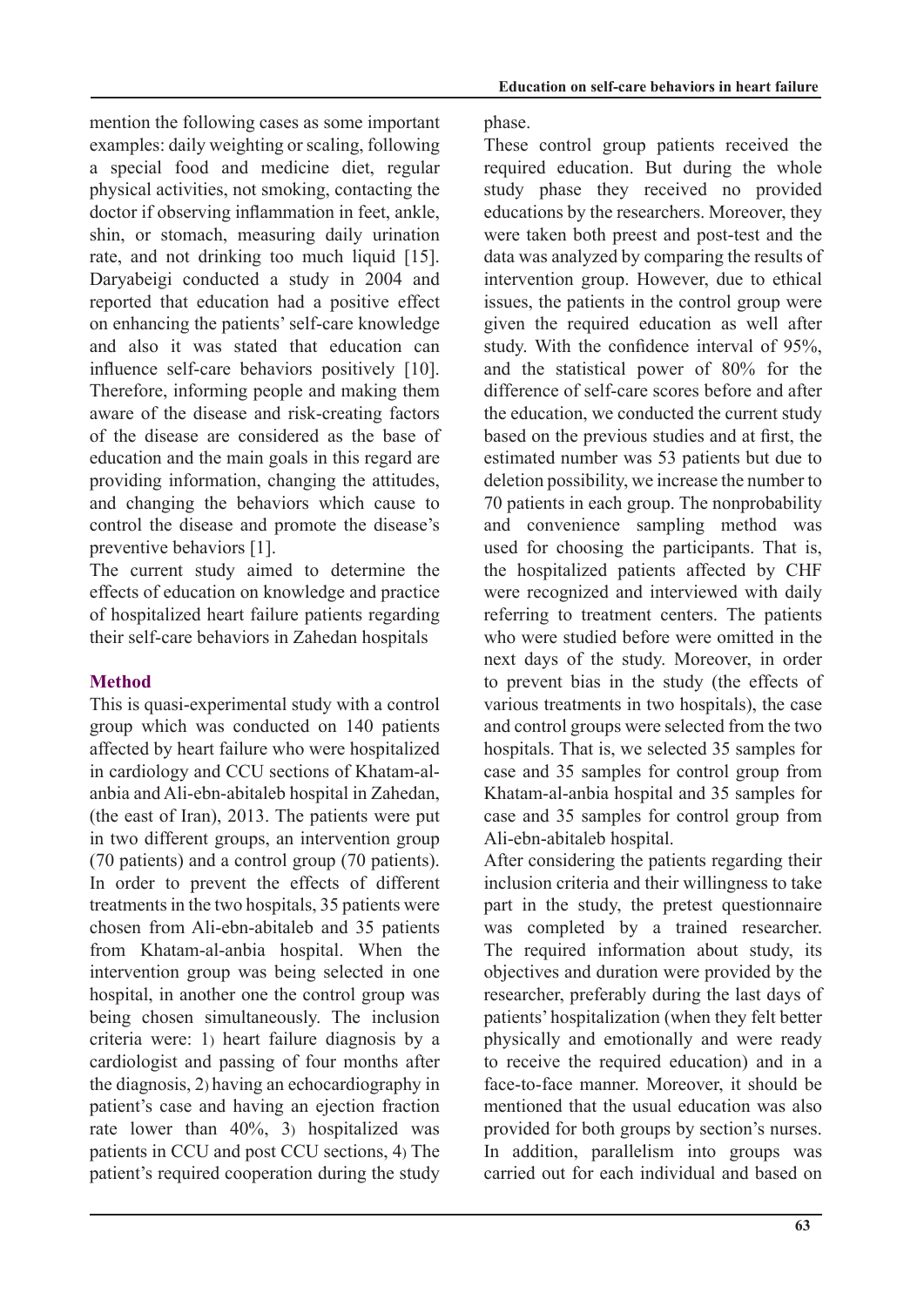mention the following cases as some important examples: daily weighting or scaling, following a special food and medicine diet, regular physical activities, not smoking, contacting the doctor if observing inflammation in feet, ankle, shin, or stomach, measuring daily urination rate, and not drinking too much liquid [15]. Daryabeigi conducted a study in 2004 and reported that education had a positive effect on enhancing the patients' self-care knowledge and also it was stated that education can influence self-care behaviors positively [10]. Therefore, informing people and making them aware of the disease and risk-creating factors of the disease are considered as the base of education and the main goals in this regard are providing information, changing the attitudes, and changing the behaviors which cause to control the disease and promote the disease's preventive behaviors [1].

The current study aimed to determine the effects of education on knowledge and practice of hospitalized heart failure patients regarding their self-care behaviors in Zahedan hospitals

## Method

This is quasi-experimental study with a control group which was conducted on 140 patients affected by heart failure who were hospitalized in cardiology and CCU sections of Khatam-al-anbia and Ali-ebn-abitaleb hospital in Zahedan, (the east of Iran), 2013. The patients were put in two different groups, an intervention group (70 patients) and a control group (70 patients). In order to prevent the effects of different treatments in the two hospitals, 35 patients were chosen from Ali-ebn-abitaleb and 35 patients from Khatam-al-anbia hospital. When the intervention group was being selected in one hospital, in another one the control group was being chosen simultaneously. The inclusion criteria were: 1) heart failure diagnosis by a cardiologist and passing of four months after the diagnosis, 2) having an echocardiography in patient's case and having an ejection fraction rate lower than 40%, 3) hospitalized was patients in CCU and post CCU sections, 4) The patient's required cooperation during the study phase.

These control group patients received the required education. But during the whole study phase they received no provided educations by the researchers. Moreover, they were taken both preest and post-test and the data was analyzed by comparing the results of intervention group. However, due to ethical issues, the patients in the control group were given the required education as well after study. With the confidence interval of 95%, and the statistical power of 80% for the difference of self-care scores before and after the education, we conducted the current study based on the previous studies and at first, the estimated number was 53 patients but due to deletion possibility, we increase the number to 70 patients in each group. The nonprobability and convenience sampling method was used for choosing the participants. That is, the hospitalized patients affected by CHF were recognized and interviewed with daily referring to treatment centers. The patients who were studied before were omitted in the next days of the study. Moreover, in order to prevent bias in the study (the effects of various treatments in two hospitals), the case and control groups were selected from the two hospitals. That is, we selected 35 samples for case and 35 samples for control group from Khatam-al-anbia hospital and 35 samples for case and 35 samples for control group from Ali-ebn-abitaleb hospital.

After considering the patients regarding their inclusion criteria and their willingness to take part in the study, the pretest questionnaire was completed by a trained researcher. The required information about study, its objectives and duration were provided by the researcher, preferably during the last days of patients' hospitalization (when they felt better physically and emotionally and were ready to receive the required education) and in a face-to-face manner. Moreover, it should be mentioned that the usual education was also provided for both groups by section's nurses. In addition, parallelism into groups was carried out for each individual and based on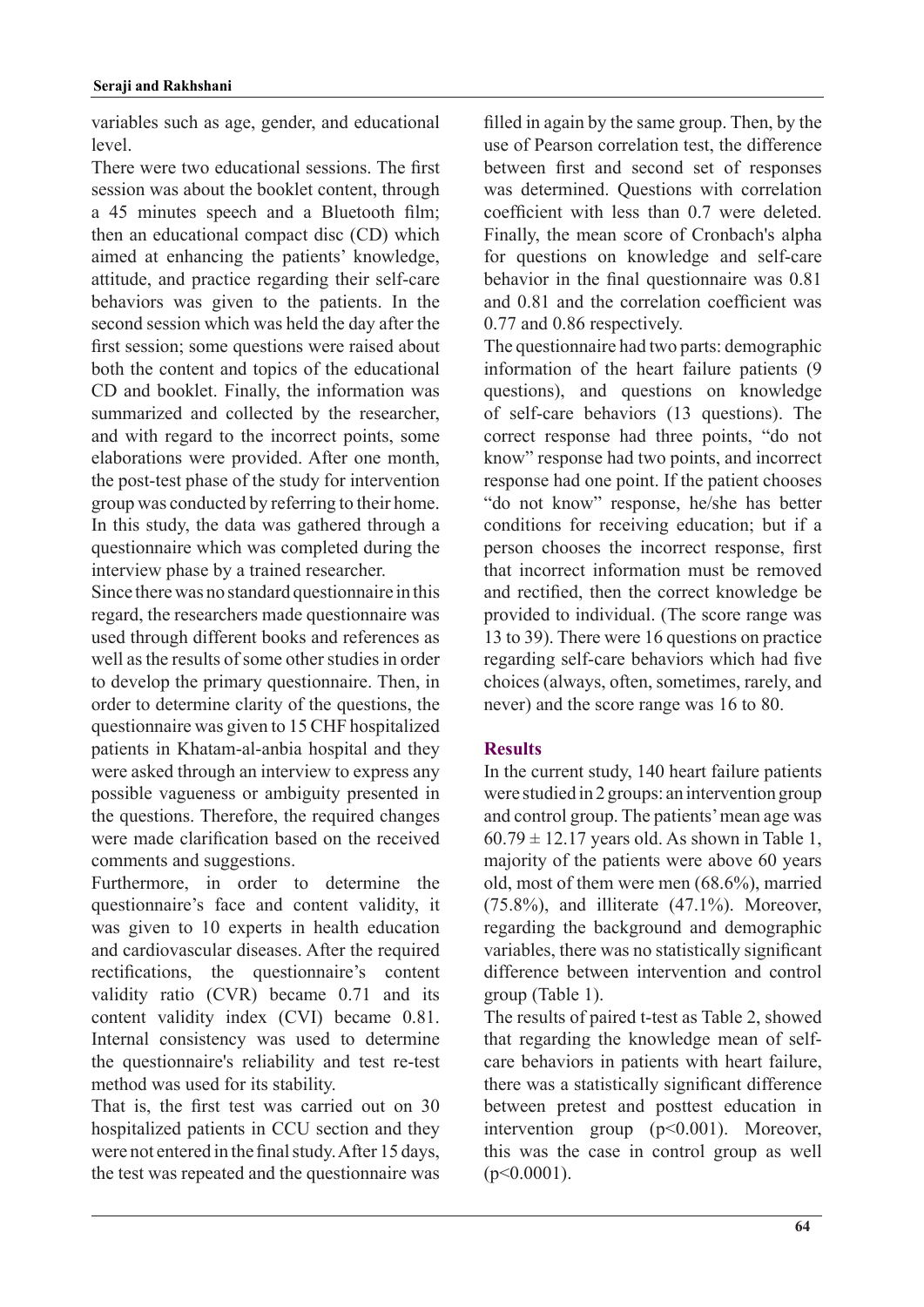variables such as age, gender, and educational level.

There were two educational sessions. The first session was about the booklet content, through a 45 minutes speech and a Bluetooth film; then an educational compact disc (CD) which aimed at enhancing the patients' knowledge, attitude, and practice regarding their self-care behaviors was given to the patients. In the second session which was held the day after the first session; some questions were raised about both the content and topics of the educational CD and booklet. Finally, the information was summarized and collected by the researcher, and with regard to the incorrect points, some elaborations were provided. After one month, the post-test phase of the study for intervention group was conducted by referring to their home. In this study, the data was gathered through a questionnaire which was completed during the interview phase by a trained researcher.

Since there was no standard questionnaire in this regard, the researchers made questionnaire was used through different books and references as well as the results of some other studies in order to develop the primary questionnaire. Then, in order to determine clarity of the questions, the questionnaire was given to 15 CHF hospitalized patients in Khatam-al-anbia hospital and they were asked through an interview to express any possible vagueness or ambiguity presented in the questions. Therefore, the required changes were made clarification based on the received comments and suggestions.

Furthermore, in order to determine the questionnaire's face and content validity, it was given to 10 experts in health education and cardiovascular diseases. After the required rectifications, the questionnaire's content validity ratio (CVR) became 0.71 and its content validity index (CVI) became 0.81. Internal consistency was used to determine the questionnaire's reliability and test re-test method was used for its stability.

That is, the first test was carried out on 30 hospitalized patients in CCU section and they were not entered in the final study. After 15 days, the test was repeated and the questionnaire was filled in again by the same group. Then, by the use of Pearson correlation test, the difference between first and second set of responses was determined. Questions with correlation coefficient with less than 0.7 were deleted. Finally, the mean score of Cronbach's alpha for questions on knowledge and self-care behavior in the final questionnaire was 0.81 and 0.81 and the correlation coefficient was 0.77 and 0.86 respectively.

The questionnaire had two parts: demographic information of the heart failure patients (9 questions), and questions on knowledge of self-care behaviors (13 questions). The correct response had three points, "do not know" response had two points, and incorrect response had one point. If the patient chooses "do not know" response, he/she has better conditions for receiving education; but if a person chooses the incorrect response, first that incorrect information must be removed and rectified, then the correct knowledge be provided to individual. (The score range was 13 to 39). There were 16 questions on practice regarding self-care behaviors which had five choices (always, often, sometimes, rarely, and never) and the score range was 16 to 80.

## Results

In the current study, 140 heart failure patients were studied in 2 groups: an intervention group and control group. The patients' mean age was $60.79 \pm 12.17$ years old. As shown in Table 1, majority of the patients were above 60 years old, most of them were men (68.6%), married (75.8%), and illiterate (47.1%). Moreover, regarding the background and demographic variables, there was no statistically significant difference between intervention and control group (Table 1).

The results of paired t-test as Table 2, showed that regarding the knowledge mean of self-care behaviors in patients with heart failure, there was a statistically significant difference between pretest and posttest education in intervention group ($p<0.001$). Moreover, this was the case in control group as well ($p<0.0001$).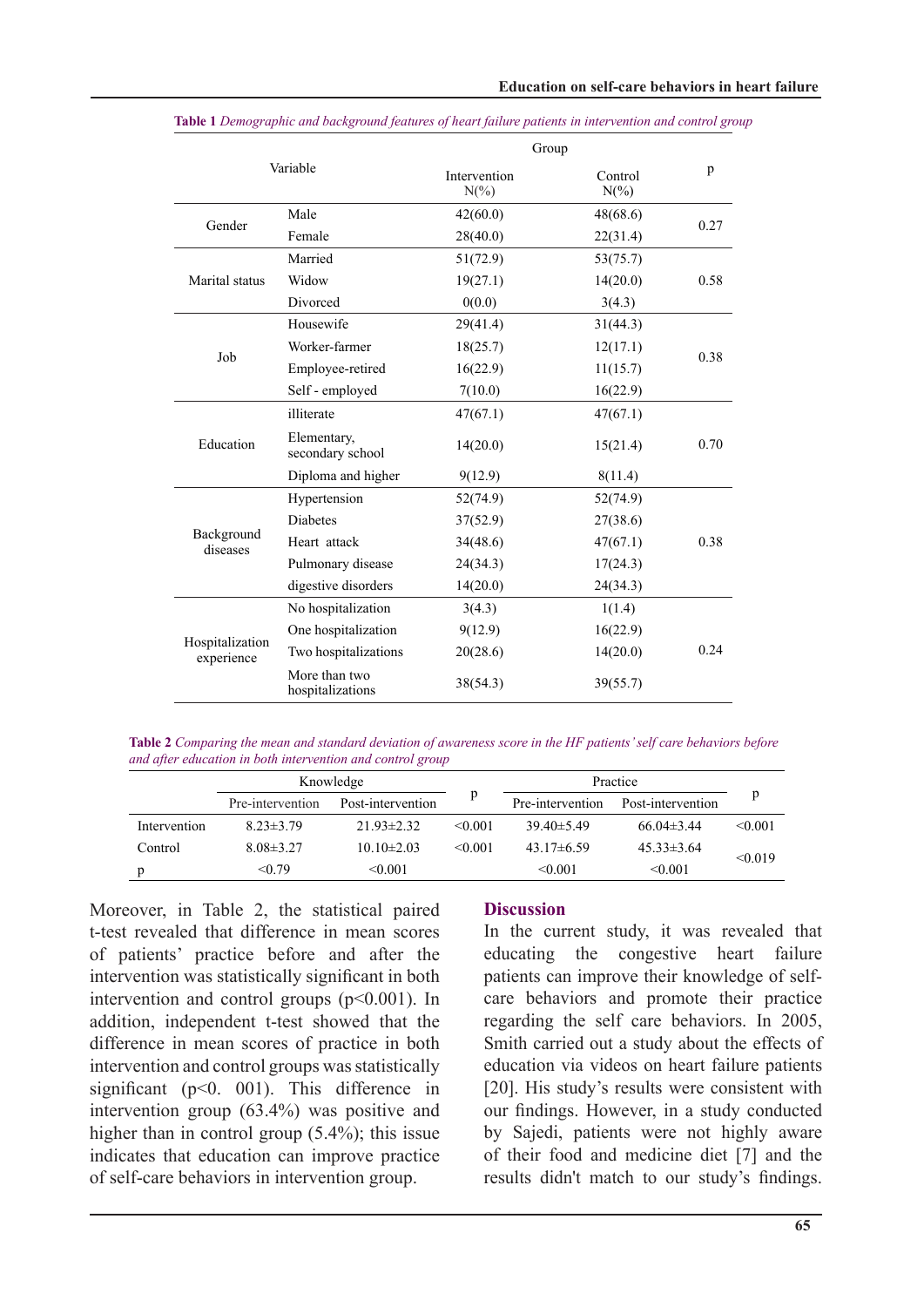**Table 1** *Demographic and background features of heart failure patients in intervention and control group*

| Variable | | Group | | p |
|---|---|---|---|---|
| | | Intervention N(%) | Control N(%) | |
| Gender | Male | 42(60.0) | 48(68.6) | 0.27 |
| | Female | 28(40.0) | 22(31.4) | |
| Marital status | Married | 51(72.9) | 53(75.7) | 0.58 |
| | Widow | 19(27.1) | 14(20.0) | |
| | Divorced | 0(0.0) | 3(4.3) | |
| Job | Housewife | 29(41.4) | 31(44.3) | 0.38 |
| | Worker-farmer | 18(25.7) | 12(17.1) | |
| | Employee-retired | 16(22.9) | 11(15.7) | |
| | Self - employed | 7(10.0) | 16(22.9) | |
| Education | illiterate | 47(67.1) | 47(67.1) | 0.70 |
| | Elementary, secondary school | 14(20.0) | 15(21.4) | |
| | Diploma and higher | 9(12.9) | 8(11.4) | |
| Background diseases | Hypertension | 52(74.9) | 52(74.9) | 0.38 |
| | Diabetes | 37(52.9) | 27(38.6) | |
| | Heart attack | 34(48.6) | 47(67.1) | |
| | Pulmonary disease | 24(34.3) | 17(24.3) | |
| | digestive disorders | 14(20.0) | 24(34.3) | |
| Hospitalization experience | No hospitalization | 3(4.3) | 1(1.4) | 0.24 |
| | One hospitalization | 9(12.9) | 16(22.9) | |
| | Two hospitalizations | 20(28.6) | 14(20.0) | |
| | More than two hospitalizations | 38(54.3) | 39(55.7) | |

**Table 2** *Comparing the mean and standard deviation of awareness score in the HF patients' self care behaviors before and after education in both intervention and control group*

| | Knowledge | | p | Practice | | p |
|---|---|---|---|---|---|---|
| | Pre-intervention | Post-intervention | | Pre-intervention | Post-intervention | |
| Intervention | 8.23±3.79 | 21.93±2.32 | <0.001 | 39.40±5.49 | 66.04±3.44 | <0.001 |
| Control | 8.08±3.27 | 10.10±2.03 | <0.001 | 43.17±6.59 | 45.33±3.64 | <0.019 |
| p | <0.79 | <0.001 | | <0.001 | <0.001 | |

Moreover, in Table 2, the statistical paired t-test revealed that difference in mean scores of patients' practice before and after the intervention was statistically significant in both intervention and control groups ($p<0.001$). In addition, independent t-test showed that the difference in mean scores of practice in both intervention and control groups was statistically significant ($p<0.001$). This difference in intervention group (63.4%) was positive and higher than in control group (5.4%); this issue indicates that education can improve practice of self-care behaviors in intervention group.

## Discussion

In the current study, it was revealed that educating the congestive heart failure patients can improve their knowledge of self-care behaviors and promote their practice regarding the self care behaviors. In 2005, Smith carried out a study about the effects of education via videos on heart failure patients [20]. His study's results were consistent with our findings. However, in a study conducted by Sajedi, patients were not highly aware of their food and medicine diet [7] and the results didn't match to our study's findings.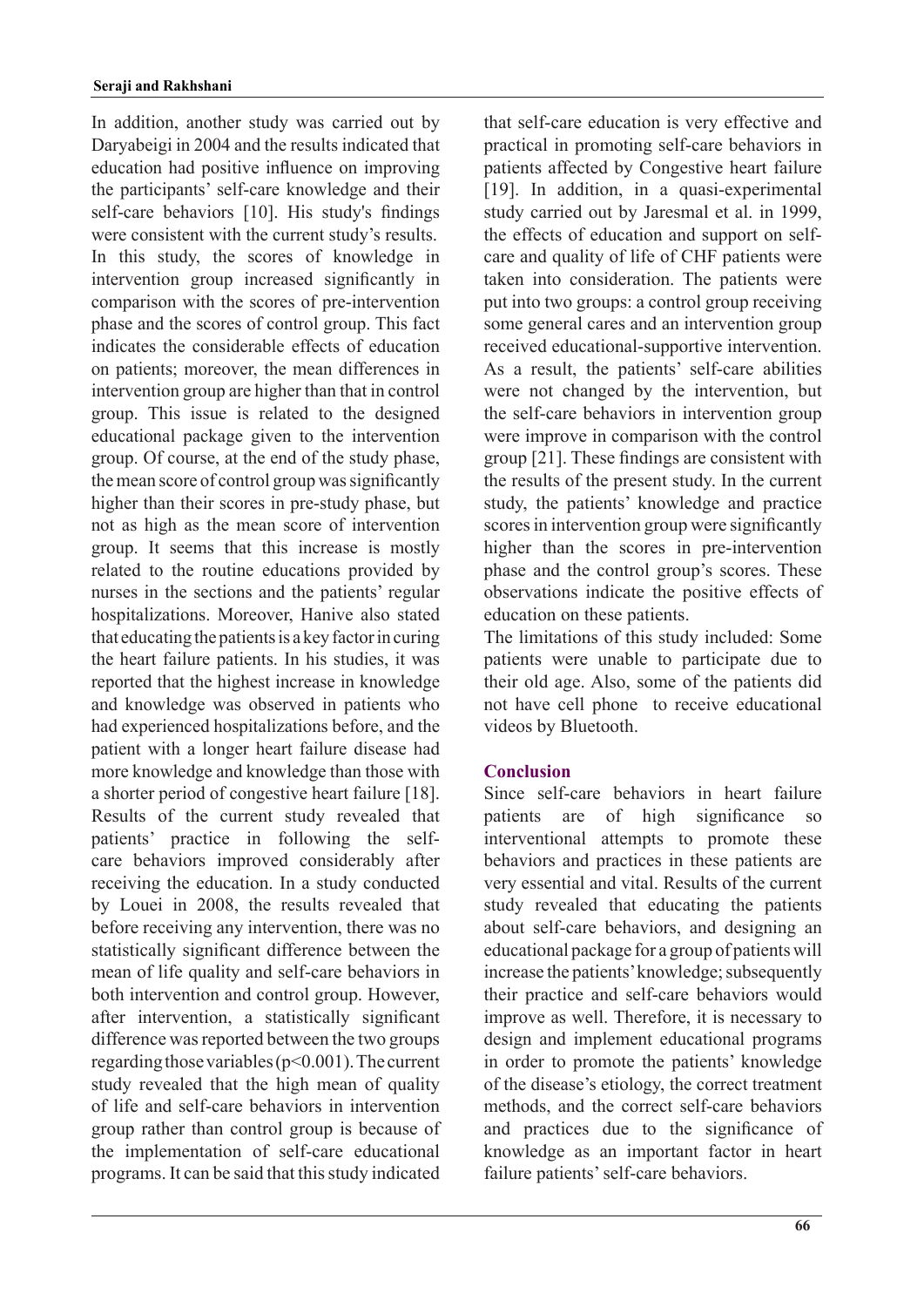In addition, another study was carried out by Daryabeigi in 2004 and the results indicated that education had positive influence on improving the participants' self-care knowledge and their self-care behaviors [10]. His study's findings were consistent with the current study's results. In this study, the scores of knowledge in intervention group increased significantly in comparison with the scores of pre-intervention phase and the scores of control group. This fact indicates the considerable effects of education on patients; moreover, the mean differences in intervention group are higher than that in control group. This issue is related to the designed educational package given to the intervention group. Of course, at the end of the study phase, the mean score of control group was significantly higher than their scores in pre-study phase, but not as high as the mean score of intervention group. It seems that this increase is mostly related to the routine educations provided by nurses in the sections and the patients' regular hospitalizations. Moreover, Hanive also stated that educating the patients is a key factor in curing the heart failure patients. In his studies, it was reported that the highest increase in knowledge and knowledge was observed in patients who had experienced hospitalizations before, and the patient with a longer heart failure disease had more knowledge and knowledge than those with a shorter period of congestive heart failure [18]. Results of the current study revealed that patients' practice in following the self-care behaviors improved considerably after receiving the education. In a study conducted by Louei in 2008, the results revealed that before receiving any intervention, there was no statistically significant difference between the mean of life quality and self-care behaviors in both intervention and control group. However, after intervention, a statistically significant difference was reported between the two groups regarding those variables ($p<0.001$). The current study revealed that the high mean of quality of life and self-care behaviors in intervention group rather than control group is because of the implementation of self-care educational programs. It can be said that this study indicated that self-care education is very effective and practical in promoting self-care behaviors in patients affected by Congestive heart failure [19]. In addition, in a quasi-experimental study carried out by Jaresmal et al. in 1999, the effects of education and support on self-care and quality of life of CHF patients were taken into consideration. The patients were put into two groups: a control group receiving some general cares and an intervention group received educational-supportive intervention. As a result, the patients' self-care abilities were not changed by the intervention, but the self-care behaviors in intervention group were improve in comparison with the control group [21]. These findings are consistent with the results of the present study. In the current study, the patients' knowledge and practice scores in intervention group were significantly higher than the scores in pre-intervention phase and the control group's scores. These observations indicate the positive effects of education on these patients.

The limitations of this study included: Some patients were unable to participate due to their old age. Also, some of the patients did not have cell phone to receive educational videos by Bluetooth.

## Conclusion

Since self-care behaviors in heart failure patients are of high significance so interventional attempts to promote these behaviors and practices in these patients are very essential and vital. Results of the current study revealed that educating the patients about self-care behaviors, and designing an educational package for a group of patients will increase the patients' knowledge; subsequently their practice and self-care behaviors would improve as well. Therefore, it is necessary to design and implement educational programs in order to promote the patients' knowledge of the disease's etiology, the correct treatment methods, and the correct self-care behaviors and practices due to the significance of knowledge as an important factor in heart failure patients' self-care behaviors.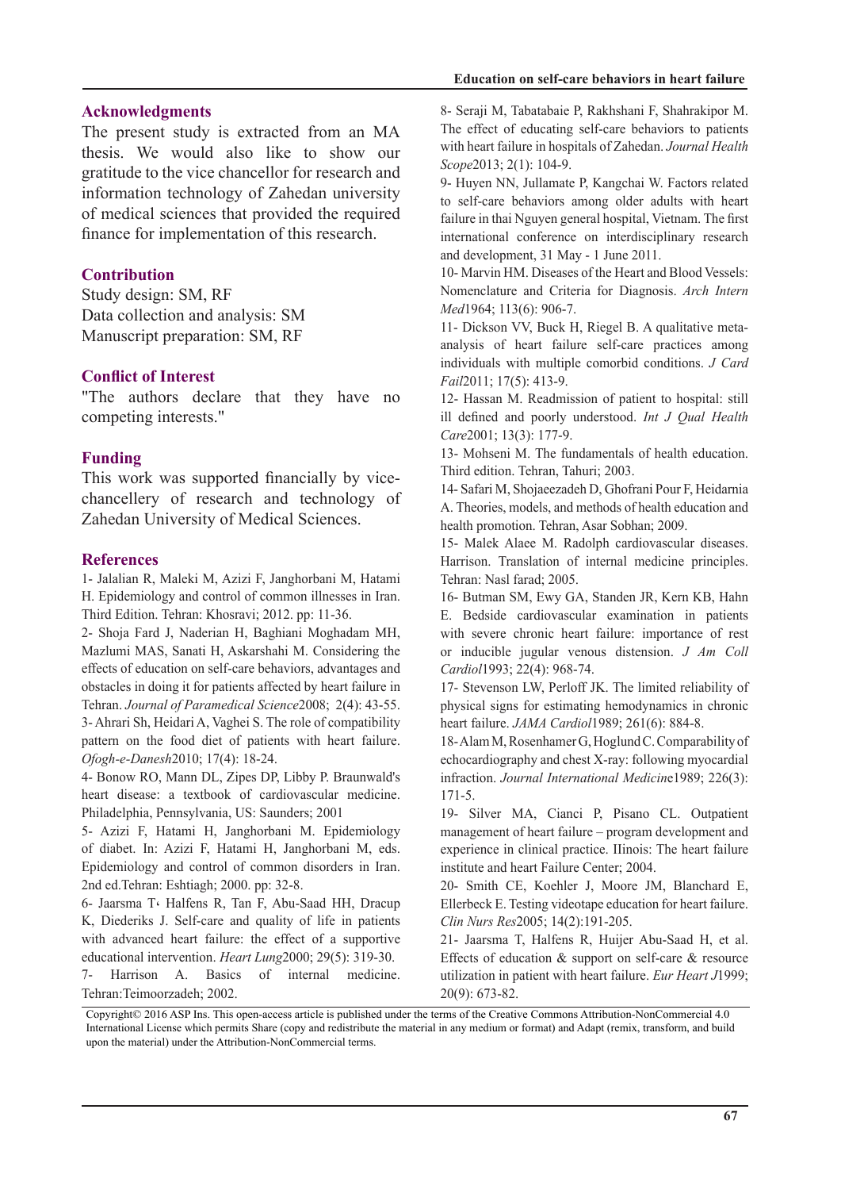## Acknowledgments

The present study is extracted from an MA thesis. We would also like to show our gratitude to the vice chancellor for research and information technology of Zahedan university of medical sciences that provided the required finance for implementation of this research.

## Contribution

Study design: SM, RF
Data collection and analysis: SM
Manuscript preparation: SM, RF

## Conflict of Interest

"The authors declare that they have no competing interests."

## Funding

This work was supported financially by vice-chancellery of research and technology of Zahedan University of Medical Sciences.

## References

1- Jalalian R, Maleki M, Azizi F, Janghorbani M, Hatami H. Epidemiology and control of common illnesses in Iran. Third Edition. Tehran: Khosravi; 2012. pp: 11-36.

2- Shoja Fard J, Naderian H, Baghiani Moghadam MH, Mazlumi MAS, Sanati H, Askarshahi M. Considering the effects of education on self-care behaviors, advantages and obstacles in doing it for patients affected by heart failure in Tehran. *Journal of Paramedical Science*2008; 2(4): 43-55.

3- Ahrari Sh, Heidari A, Vaghei S. The role of compatibility pattern on the food diet of patients with heart failure. *Ofogh-e-Danesh*2010; 17(4): 18-24.

4- Bonow RO, Mann DL, Zipes DP, Libby P. Braunwald's heart disease: a textbook of cardiovascular medicine. Philadelphia, Pennsylvania, US: Saunders; 2001

5- Azizi F, Hatami H, Janghorbani M. Epidemiology of diabet. In: Azizi F, Hatami H, Janghorbani M, eds. Epidemiology and control of common disorders in Iran. 2nd ed.Tehran: Eshtiagh; 2000. pp: 32-8.

6- Jaarsma T، Halfens R, Tan F, Abu-Saad HH, Dracup K, Diederiks J. Self-care and quality of life in patients with advanced heart failure: the effect of a supportive educational intervention. *Heart Lung*2000; 29(5): 319-30.

7- Harrison A. Basics of internal medicine. Tehran:Teimoorzadeh; 2002.

8- Seraji M, Tabatabaie P, Rakhshani F, Shahrakipor M. The effect of educating self-care behaviors to patients with heart failure in hospitals of Zahedan. *Journal Health Scope*2013; 2(1): 104-9.

9- Huyen NN, Jullamate P, Kangchai W. Factors related to self-care behaviors among older adults with heart failure in thai Nguyen general hospital, Vietnam. The first international conference on interdisciplinary research and development, 31 May - 1 June 2011.

10- Marvin HM. Diseases of the Heart and Blood Vessels: Nomenclature and Criteria for Diagnosis. *Arch Intern Med*1964; 113(6): 906-7.

11- Dickson VV, Buck H, Riegel B. A qualitative meta-analysis of heart failure self-care practices among individuals with multiple comorbid conditions. *J Card Fail*2011; 17(5): 413-9.

12- Hassan M. Readmission of patient to hospital: still ill defined and poorly understood. *Int J Qual Health Care*2001; 13(3): 177-9.

13- Mohseni M. The fundamentals of health education. Third edition. Tehran, Tahuri; 2003.

14- Safari M, Shojaeezadeh D, Ghofrani Pour F, Heidarnia A. Theories, models, and methods of health education and health promotion. Tehran, Asar Sobhan; 2009.

15- Malek Alaee M. Radolph cardiovascular diseases. Harrison. Translation of internal medicine principles. Tehran: Nasl farad; 2005.

16- Butman SM, Ewy GA, Standen JR, Kern KB, Hahn E. Bedside cardiovascular examination in patients with severe chronic heart failure: importance of rest or inducible jugular venous distension. *J Am Coll Cardiol*1993; 22(4): 968-74.

17- Stevenson LW, Perloff JK. The limited reliability of physical signs for estimating hemodynamics in chronic heart failure. *JAMA Cardiol*1989; 261(6): 884-8.

18-Alam M, Rosenhamer G, Hoglund C. Comparability of echocardiography and chest X-ray: following myocardial infraction. *Journal International Medicine*1989; 226(3): 171-5.

19- Silver MA, Cianci P, Pisano CL. Outpatient management of heart failure – program development and experience in clinical practice. Ilinois: The heart failure institute and heart Failure Center; 2004.

20- Smith CE, Koehler J, Moore JM, Blanchard E, Ellerbeck E. Testing videotape education for heart failure. *Clin Nurs Res*2005; 14(2):191-205.

21- Jaarsma T, Halfens R, Huijer Abu-Saad H, et al. Effects of education & support on self-care & resource utilization in patient with heart failure. *Eur Heart J*1999; 20(9): 673-82.

Copyright© 2016 ASP Ins. This open-access article is published under the terms of the Creative Commons Attribution-NonCommercial 4.0 International License which permits Share (copy and redistribute the material in any medium or format) and Adapt (remix, transform, and build upon the material) under the Attribution-NonCommercial terms.